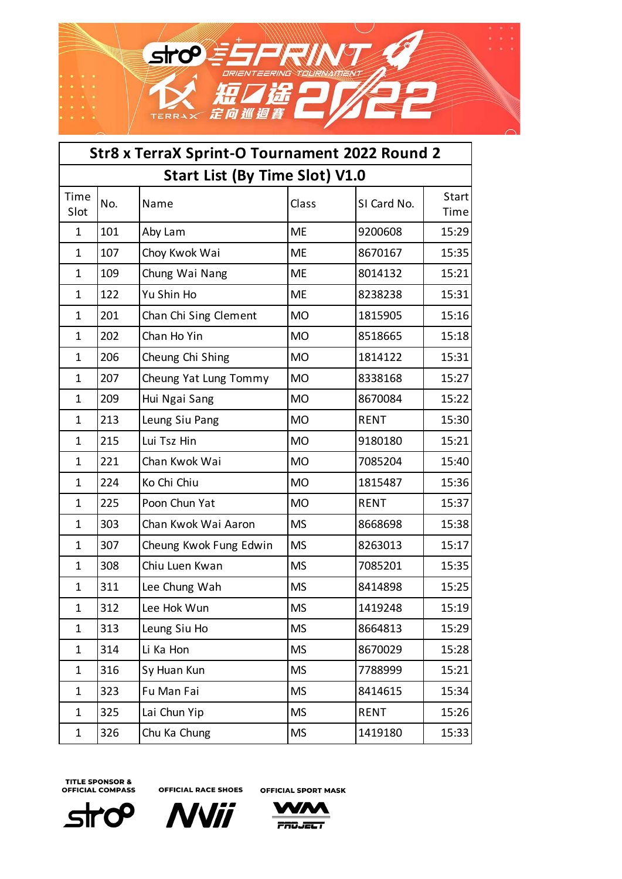# Str8 x TerraX Sprint-O Tournament 2022 Round 2

## Start List (By Time Slot) V1.0

| Time Slot | No. | Name | Class | SI Card No. | Start Time |
|---|---|---|---|---|---|
| 1 | 101 | Aby Lam | ME | 9200608 | 15:29 |
| 1 | 107 | Choy Kwok Wai | ME | 8670167 | 15:35 |
| 1 | 109 | Chung Wai Nang | ME | 8014132 | 15:21 |
| 1 | 122 | Yu Shin Ho | ME | 8238238 | 15:31 |
| 1 | 201 | Chan Chi Sing Clement | MO | 1815905 | 15:16 |
| 1 | 202 | Chan Ho Yin | MO | 8518665 | 15:18 |
| 1 | 206 | Cheung Chi Shing | MO | 1814122 | 15:31 |
| 1 | 207 | Cheung Yat Lung Tommy | MO | 8338168 | 15:27 |
| 1 | 209 | Hui Ngai Sang | MO | 8670084 | 15:22 |
| 1 | 213 | Leung Siu Pang | MO | RENT | 15:30 |
| 1 | 215 | Lui Tsz Hin | MO | 9180180 | 15:21 |
| 1 | 221 | Chan Kwok Wai | MO | 7085204 | 15:40 |
| 1 | 224 | Ko Chi Chiu | MO | 1815487 | 15:36 |
| 1 | 225 | Poon Chun Yat | MO | RENT | 15:37 |
| 1 | 303 | Chan Kwok Wai Aaron | MS | 8668698 | 15:38 |
| 1 | 307 | Cheung Kwok Fung Edwin | MS | 8263013 | 15:17 |
| 1 | 308 | Chiu Luen Kwan | MS | 7085201 | 15:35 |
| 1 | 311 | Lee Chung Wah | MS | 8414898 | 15:25 |
| 1 | 312 | Lee Hok Wun | MS | 1419248 | 15:19 |
| 1 | 313 | Leung Siu Ho | MS | 8664813 | 15:29 |
| 1 | 314 | Li Ka Hon | MS | 8670029 | 15:28 |
| 1 | 316 | Sy Huan Kun | MS | 7788999 | 15:21 |
| 1 | 323 | Fu Man Fai | MS | 8414615 | 15:34 |
| 1 | 325 | Lai Chun Yip | MS | RENT | 15:26 |
| 1 | 326 | Chu Ka Chung | MS | 1419180 | 15:33 |

TITLE SPONSOR & OFFICIAL COMPASS | OFFICIAL RACE SHOES | OFFICIAL SPORT MASK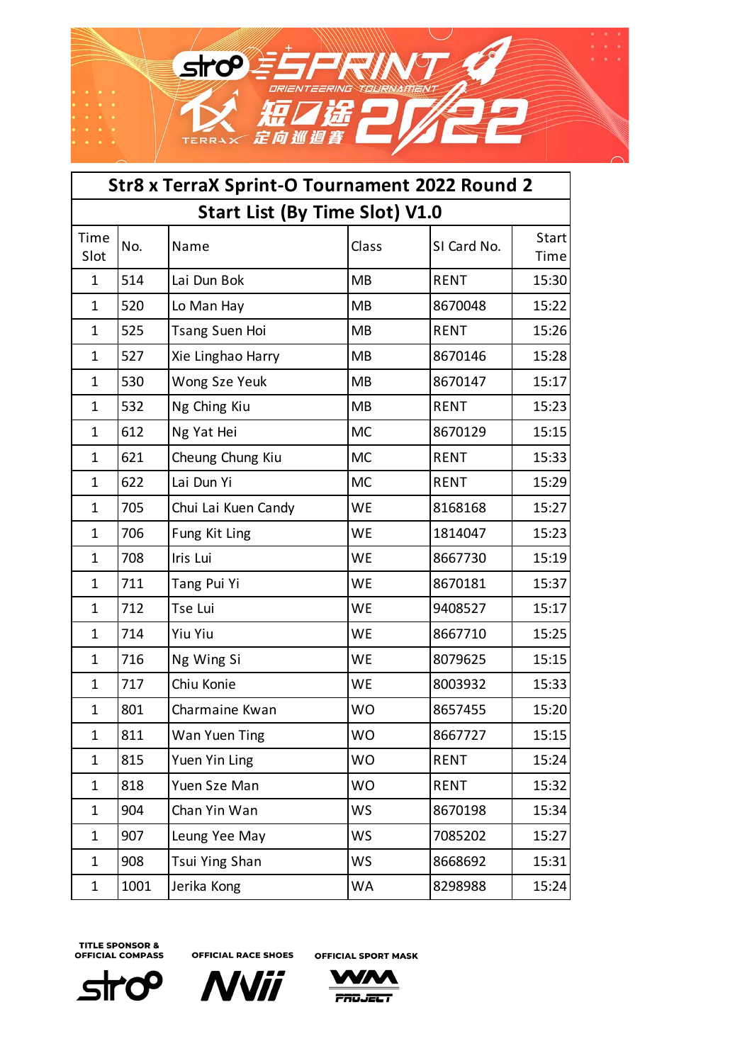## Str8 x TerraX Sprint-O Tournament 2022 Round 2

### Start List (By Time Slot) V1.0

| Time Slot | No. | Name | Class | SI Card No. | Start Time |
|---|---|---|---|---|---|
| 1 | 514 | Lai Dun Bok | MB | RENT | 15:30 |
| 1 | 520 | Lo Man Hay | MB | 8670048 | 15:22 |
| 1 | 525 | Tsang Suen Hoi | MB | RENT | 15:26 |
| 1 | 527 | Xie Linghao Harry | MB | 8670146 | 15:28 |
| 1 | 530 | Wong Sze Yeuk | MB | 8670147 | 15:17 |
| 1 | 532 | Ng Ching Kiu | MB | RENT | 15:23 |
| 1 | 612 | Ng Yat Hei | MC | 8670129 | 15:15 |
| 1 | 621 | Cheung Chung Kiu | MC | RENT | 15:33 |
| 1 | 622 | Lai Dun Yi | MC | RENT | 15:29 |
| 1 | 705 | Chui Lai Kuen Candy | WE | 8168168 | 15:27 |
| 1 | 706 | Fung Kit Ling | WE | 1814047 | 15:23 |
| 1 | 708 | Iris Lui | WE | 8667730 | 15:19 |
| 1 | 711 | Tang Pui Yi | WE | 8670181 | 15:37 |
| 1 | 712 | Tse Lui | WE | 9408527 | 15:17 |
| 1 | 714 | Yiu Yiu | WE | 8667710 | 15:25 |
| 1 | 716 | Ng Wing Si | WE | 8079625 | 15:15 |
| 1 | 717 | Chiu Konie | WE | 8003932 | 15:33 |
| 1 | 801 | Charmaine Kwan | WO | 8657455 | 15:20 |
| 1 | 811 | Wan Yuen Ting | WO | 8667727 | 15:15 |
| 1 | 815 | Yuen Yin Ling | WO | RENT | 15:24 |
| 1 | 818 | Yuen Sze Man | WO | RENT | 15:32 |
| 1 | 904 | Chan Yin Wan | WS | 8670198 | 15:34 |
| 1 | 907 | Leung Yee May | WS | 7085202 | 15:27 |
| 1 | 908 | Tsui Ying Shan | WS | 8668692 | 15:31 |
| 1 | 1001 | Jerika Kong | WA | 8298988 | 15:24 |

TITLE SPONSOR & OFFICIAL COMPASS — OFFICIAL RACE SHOES — OFFICIAL SPORT MASK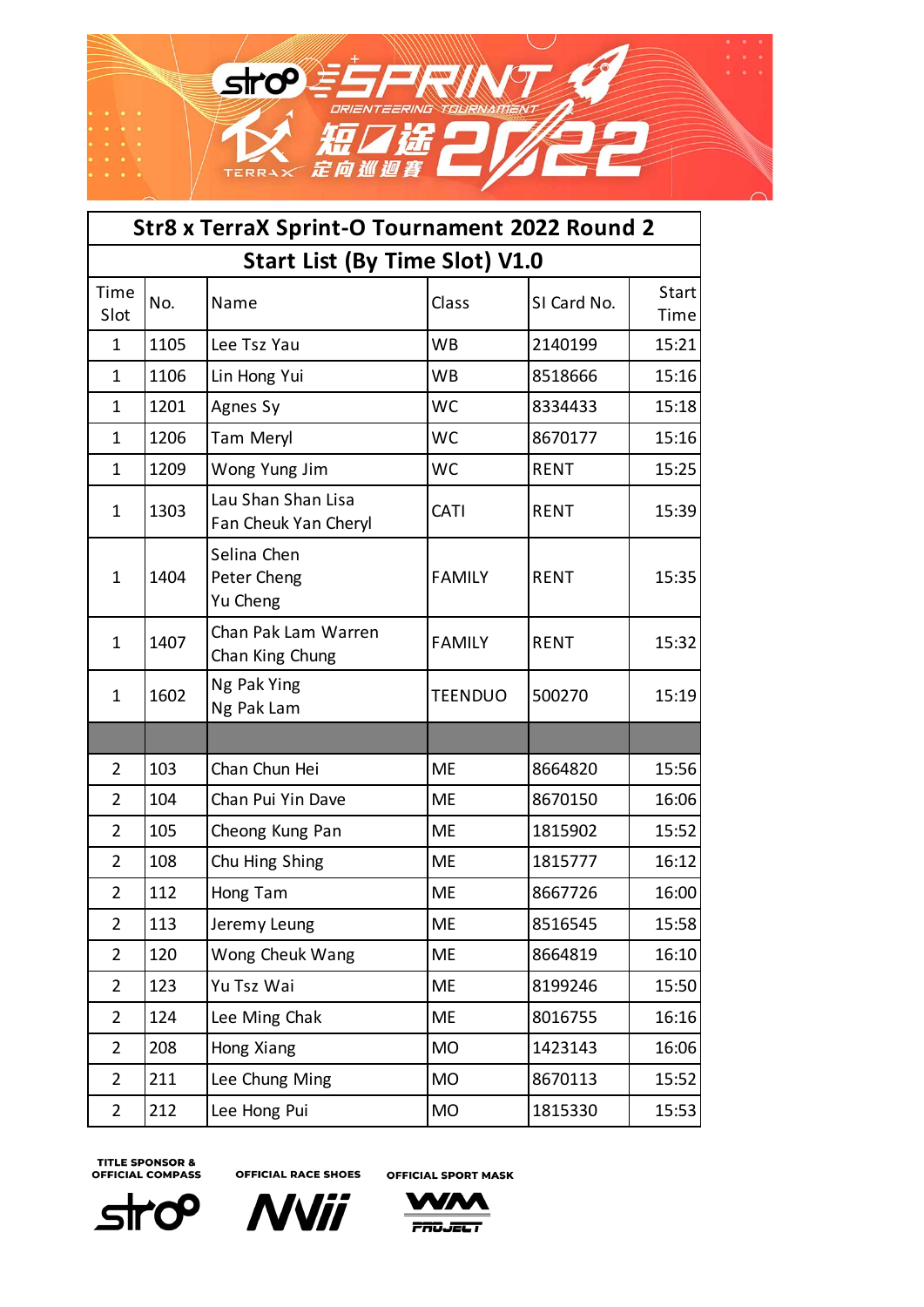Str8 SPRINT ORIENTEERING TOURNAMENT 短途定向巡迴賽 2022 TERRAX

| Str8 x TerraX Sprint-O Tournament 2022 Round 2 | | | | | |
|---|---|---|---|---|---|
| **Start List (By Time Slot) V1.0** | | | | | |
| Time Slot | No. | Name | Class | SI Card No. | Start Time |
| 1 | 1105 | Lee Tsz Yau | WB | 2140199 | 15:21 |
| 1 | 1106 | Lin Hong Yui | WB | 8518666 | 15:16 |
| 1 | 1201 | Agnes Sy | WC | 8334433 | 15:18 |
| 1 | 1206 | Tam Meryl | WC | 8670177 | 15:16 |
| 1 | 1209 | Wong Yung Jim | WC | RENT | 15:25 |
| 1 | 1303 | Lau Shan Shan Lisa<br>Fan Cheuk Yan Cheryl | CATI | RENT | 15:39 |
| 1 | 1404 | Selina Chen<br>Peter Cheng<br>Yu Cheng | FAMILY | RENT | 15:35 |
| 1 | 1407 | Chan Pak Lam Warren<br>Chan King Chung | FAMILY | RENT | 15:32 |
| 1 | 1602 | Ng Pak Ying<br>Ng Pak Lam | TEENDUO | 500270 | 15:19 |
| | | | | | |
| 2 | 103 | Chan Chun Hei | ME | 8664820 | 15:56 |
| 2 | 104 | Chan Pui Yin Dave | ME | 8670150 | 16:06 |
| 2 | 105 | Cheong Kung Pan | ME | 1815902 | 15:52 |
| 2 | 108 | Chu Hing Shing | ME | 1815777 | 16:12 |
| 2 | 112 | Hong Tam | ME | 8667726 | 16:00 |
| 2 | 113 | Jeremy Leung | ME | 8516545 | 15:58 |
| 2 | 120 | Wong Cheuk Wang | ME | 8664819 | 16:10 |
| 2 | 123 | Yu Tsz Wai | ME | 8199246 | 15:50 |
| 2 | 124 | Lee Ming Chak | ME | 8016755 | 16:16 |
| 2 | 208 | Hong Xiang | MO | 1423143 | 16:06 |
| 2 | 211 | Lee Chung Ming | MO | 8670113 | 15:52 |
| 2 | 212 | Lee Hong Pui | MO | 1815330 | 15:53 |

TITLE SPONSOR & OFFICIAL COMPASS: str8 OFFICIAL RACE SHOES: NVii OFFICIAL SPORT MASK: WM PROJECT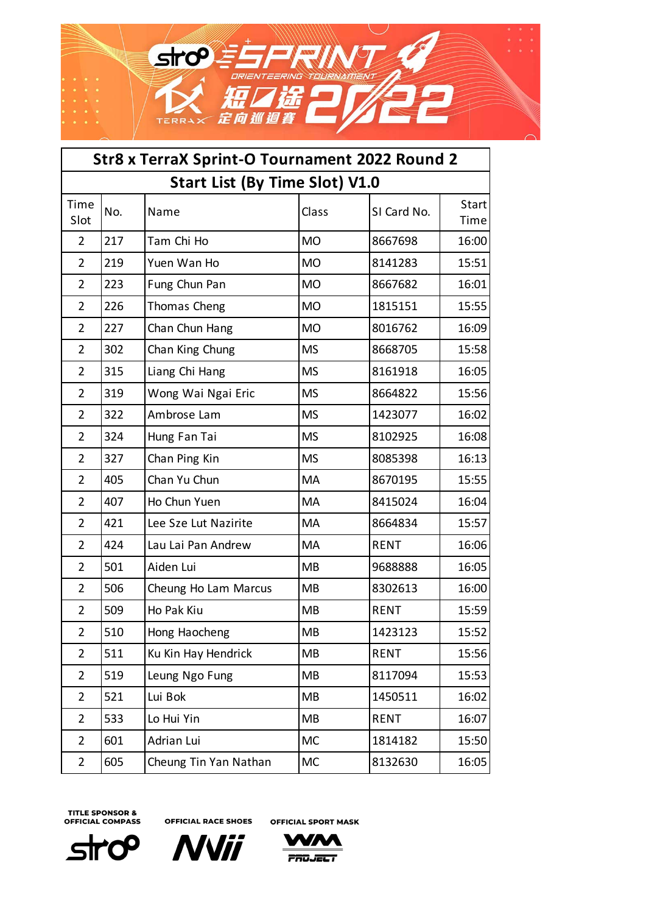## Str8 x TerraX Sprint-O Tournament 2022 Round 2

### Start List (By Time Slot) V1.0

| Time Slot | No. | Name | Class | SI Card No. | Start Time |
|---|---|---|---|---|---|
| 2 | 217 | Tam Chi Ho | MO | 8667698 | 16:00 |
| 2 | 219 | Yuen Wan Ho | MO | 8141283 | 15:51 |
| 2 | 223 | Fung Chun Pan | MO | 8667682 | 16:01 |
| 2 | 226 | Thomas Cheng | MO | 1815151 | 15:55 |
| 2 | 227 | Chan Chun Hang | MO | 8016762 | 16:09 |
| 2 | 302 | Chan King Chung | MS | 8668705 | 15:58 |
| 2 | 315 | Liang Chi Hang | MS | 8161918 | 16:05 |
| 2 | 319 | Wong Wai Ngai Eric | MS | 8664822 | 15:56 |
| 2 | 322 | Ambrose Lam | MS | 1423077 | 16:02 |
| 2 | 324 | Hung Fan Tai | MS | 8102925 | 16:08 |
| 2 | 327 | Chan Ping Kin | MS | 8085398 | 16:13 |
| 2 | 405 | Chan Yu Chun | MA | 8670195 | 15:55 |
| 2 | 407 | Ho Chun Yuen | MA | 8415024 | 16:04 |
| 2 | 421 | Lee Sze Lut Nazirite | MA | 8664834 | 15:57 |
| 2 | 424 | Lau Lai Pan Andrew | MA | RENT | 16:06 |
| 2 | 501 | Aiden Lui | MB | 9688888 | 16:05 |
| 2 | 506 | Cheung Ho Lam Marcus | MB | 8302613 | 16:00 |
| 2 | 509 | Ho Pak Kiu | MB | RENT | 15:59 |
| 2 | 510 | Hong Haocheng | MB | 1423123 | 15:52 |
| 2 | 511 | Ku Kin Hay Hendrick | MB | RENT | 15:56 |
| 2 | 519 | Leung Ngo Fung | MB | 8117094 | 15:53 |
| 2 | 521 | Lui Bok | MB | 1450511 | 16:02 |
| 2 | 533 | Lo Hui Yin | MB | RENT | 16:07 |
| 2 | 601 | Adrian Lui | MC | 1814182 | 15:50 |
| 2 | 605 | Cheung Tin Yan Nathan | MC | 8132630 | 16:05 |

TITLE SPONSOR & OFFICIAL COMPASS — OFFICIAL RACE SHOES — OFFICIAL SPORT MASK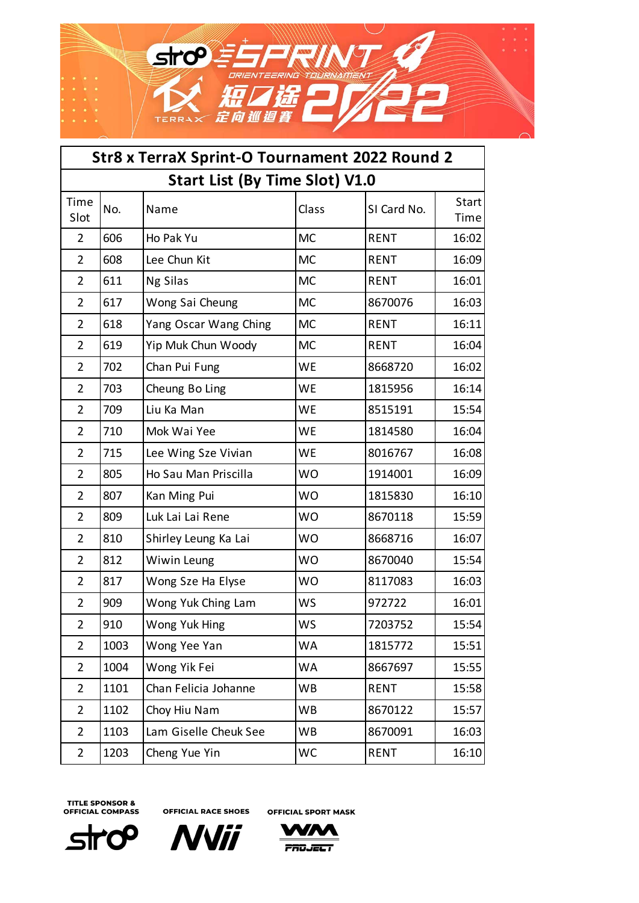# Str8 x TerraX Sprint-O Tournament 2022 Round 2

## Start List (By Time Slot) V1.0

| Time Slot | No. | Name | Class | SI Card No. | Start Time |
|---|---|---|---|---|---|
| 2 | 606 | Ho Pak Yu | MC | RENT | 16:02 |
| 2 | 608 | Lee Chun Kit | MC | RENT | 16:09 |
| 2 | 611 | Ng Silas | MC | RENT | 16:01 |
| 2 | 617 | Wong Sai Cheung | MC | 8670076 | 16:03 |
| 2 | 618 | Yang Oscar Wang Ching | MC | RENT | 16:11 |
| 2 | 619 | Yip Muk Chun Woody | MC | RENT | 16:04 |
| 2 | 702 | Chan Pui Fung | WE | 8668720 | 16:02 |
| 2 | 703 | Cheung Bo Ling | WE | 1815956 | 16:14 |
| 2 | 709 | Liu Ka Man | WE | 8515191 | 15:54 |
| 2 | 710 | Mok Wai Yee | WE | 1814580 | 16:04 |
| 2 | 715 | Lee Wing Sze Vivian | WE | 8016767 | 16:08 |
| 2 | 805 | Ho Sau Man Priscilla | WO | 1914001 | 16:09 |
| 2 | 807 | Kan Ming Pui | WO | 1815830 | 16:10 |
| 2 | 809 | Luk Lai Lai Rene | WO | 8670118 | 15:59 |
| 2 | 810 | Shirley Leung Ka Lai | WO | 8668716 | 16:07 |
| 2 | 812 | Wiwin Leung | WO | 8670040 | 15:54 |
| 2 | 817 | Wong Sze Ha Elyse | WO | 8117083 | 16:03 |
| 2 | 909 | Wong Yuk Ching Lam | WS | 972722 | 16:01 |
| 2 | 910 | Wong Yuk Hing | WS | 7203752 | 15:54 |
| 2 | 1003 | Wong Yee Yan | WA | 1815772 | 15:51 |
| 2 | 1004 | Wong Yik Fei | WA | 8667697 | 15:55 |
| 2 | 1101 | Chan Felicia Johanne | WB | RENT | 15:58 |
| 2 | 1102 | Choy Hiu Nam | WB | 8670122 | 15:57 |
| 2 | 1103 | Lam Giselle Cheuk See | WB | 8670091 | 16:03 |
| 2 | 1203 | Cheng Yue Yin | WC | RENT | 16:10 |

TITLE SPONSOR & OFFICIAL COMPASS

OFFICIAL RACE SHOES

OFFICIAL SPORT MASK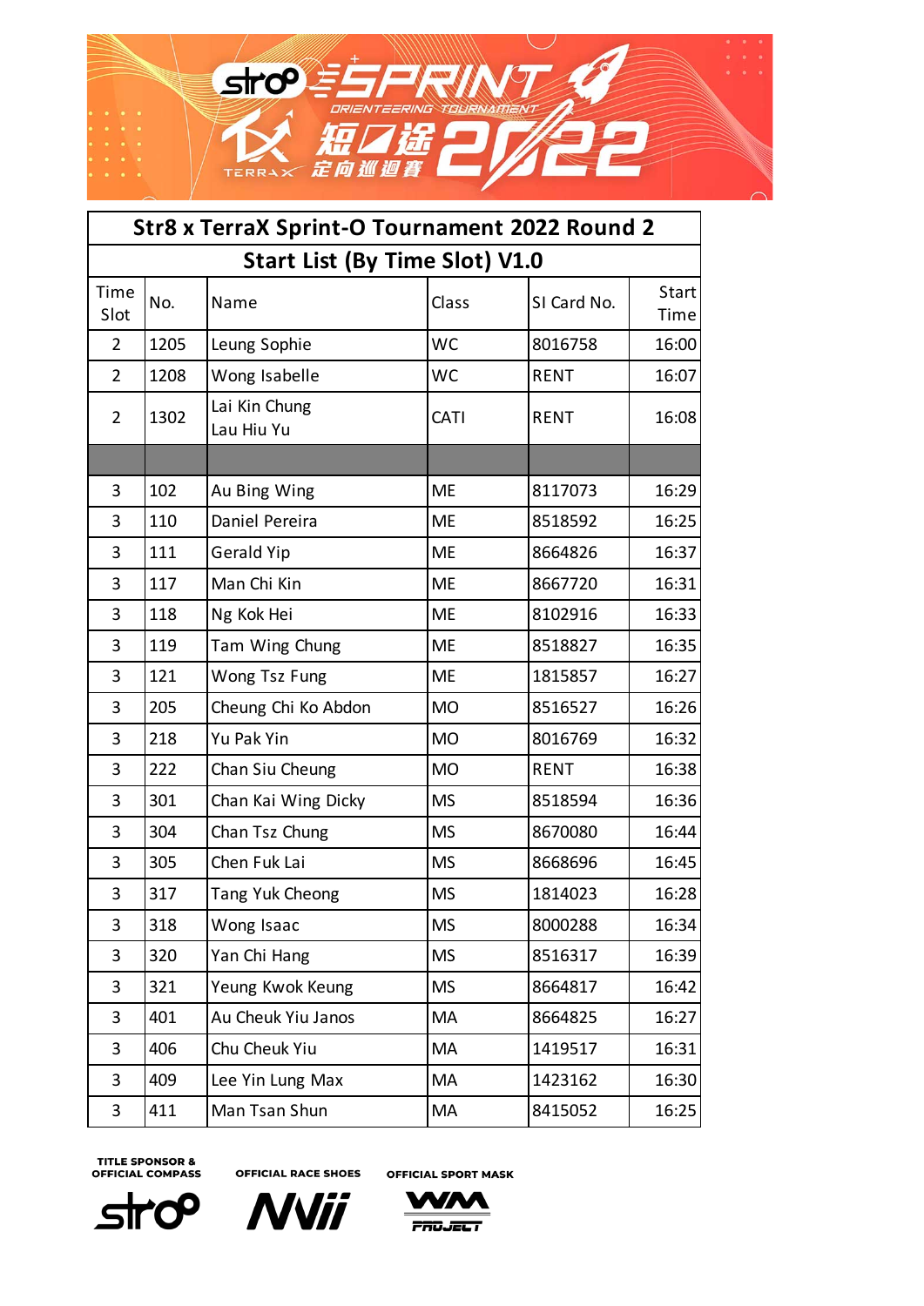## Str8 x TerraX Sprint-O Tournament 2022 Round 2

### Start List (By Time Slot) V1.0

| Time Slot | No. | Name | Class | SI Card No. | Start Time |
|---|---|---|---|---|---|
| 2 | 1205 | Leung Sophie | WC | 8016758 | 16:00 |
| 2 | 1208 | Wong Isabelle | WC | RENT | 16:07 |
| 2 | 1302 | Lai Kin Chung Lau Hiu Yu | CATI | RENT | 16:08 |
| | | | | | |
| 3 | 102 | Au Bing Wing | ME | 8117073 | 16:29 |
| 3 | 110 | Daniel Pereira | ME | 8518592 | 16:25 |
| 3 | 111 | Gerald Yip | ME | 8664826 | 16:37 |
| 3 | 117 | Man Chi Kin | ME | 8667720 | 16:31 |
| 3 | 118 | Ng Kok Hei | ME | 8102916 | 16:33 |
| 3 | 119 | Tam Wing Chung | ME | 8518827 | 16:35 |
| 3 | 121 | Wong Tsz Fung | ME | 1815857 | 16:27 |
| 3 | 205 | Cheung Chi Ko Abdon | MO | 8516527 | 16:26 |
| 3 | 218 | Yu Pak Yin | MO | 8016769 | 16:32 |
| 3 | 222 | Chan Siu Cheung | MO | RENT | 16:38 |
| 3 | 301 | Chan Kai Wing Dicky | MS | 8518594 | 16:36 |
| 3 | 304 | Chan Tsz Chung | MS | 8670080 | 16:44 |
| 3 | 305 | Chen Fuk Lai | MS | 8668696 | 16:45 |
| 3 | 317 | Tang Yuk Cheong | MS | 1814023 | 16:28 |
| 3 | 318 | Wong Isaac | MS | 8000288 | 16:34 |
| 3 | 320 | Yan Chi Hang | MS | 8516317 | 16:39 |
| 3 | 321 | Yeung Kwok Keung | MS | 8664817 | 16:42 |
| 3 | 401 | Au Cheuk Yiu Janos | MA | 8664825 | 16:27 |
| 3 | 406 | Chu Cheuk Yiu | MA | 1419517 | 16:31 |
| 3 | 409 | Lee Yin Lung Max | MA | 1423162 | 16:30 |
| 3 | 411 | Man Tsan Shun | MA | 8415052 | 16:25 |

TITLE SPONSOR & OFFICIAL COMPASS — OFFICIAL RACE SHOES — OFFICIAL SPORT MASK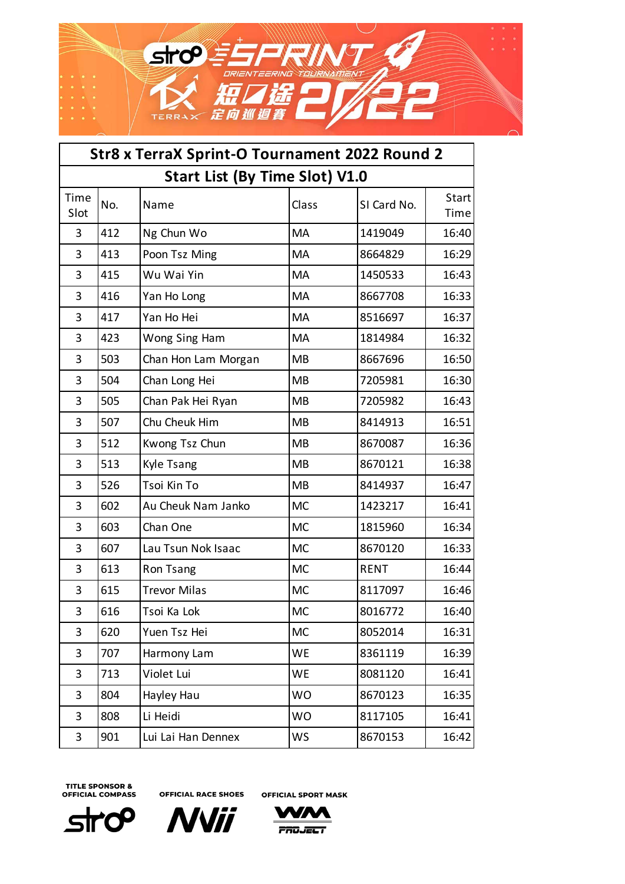# Str8 x TerraX Sprint-O Tournament 2022 Round 2

## Start List (By Time Slot) V1.0

| Time Slot | No. | Name | Class | SI Card No. | Start Time |
|---|---|---|---|---|---|
| 3 | 412 | Ng Chun Wo | MA | 1419049 | 16:40 |
| 3 | 413 | Poon Tsz Ming | MA | 8664829 | 16:29 |
| 3 | 415 | Wu Wai Yin | MA | 1450533 | 16:43 |
| 3 | 416 | Yan Ho Long | MA | 8667708 | 16:33 |
| 3 | 417 | Yan Ho Hei | MA | 8516697 | 16:37 |
| 3 | 423 | Wong Sing Ham | MA | 1814984 | 16:32 |
| 3 | 503 | Chan Hon Lam Morgan | MB | 8667696 | 16:50 |
| 3 | 504 | Chan Long Hei | MB | 7205981 | 16:30 |
| 3 | 505 | Chan Pak Hei Ryan | MB | 7205982 | 16:43 |
| 3 | 507 | Chu Cheuk Him | MB | 8414913 | 16:51 |
| 3 | 512 | Kwong Tsz Chun | MB | 8670087 | 16:36 |
| 3 | 513 | Kyle Tsang | MB | 8670121 | 16:38 |
| 3 | 526 | Tsoi Kin To | MB | 8414937 | 16:47 |
| 3 | 602 | Au Cheuk Nam Janko | MC | 1423217 | 16:41 |
| 3 | 603 | Chan One | MC | 1815960 | 16:34 |
| 3 | 607 | Lau Tsun Nok Isaac | MC | 8670120 | 16:33 |
| 3 | 613 | Ron Tsang | MC | RENT | 16:44 |
| 3 | 615 | Trevor Milas | MC | 8117097 | 16:46 |
| 3 | 616 | Tsoi Ka Lok | MC | 8016772 | 16:40 |
| 3 | 620 | Yuen Tsz Hei | MC | 8052014 | 16:31 |
| 3 | 707 | Harmony Lam | WE | 8361119 | 16:39 |
| 3 | 713 | Violet Lui | WE | 8081120 | 16:41 |
| 3 | 804 | Hayley Hau | WO | 8670123 | 16:35 |
| 3 | 808 | Li Heidi | WO | 8117105 | 16:41 |
| 3 | 901 | Lui Lai Han Dennex | WS | 8670153 | 16:42 |

TITLE SPONSOR & OFFICIAL COMPASS — str8

OFFICIAL RACE SHOES — NVii

OFFICIAL SPORT MASK — WM PROJECT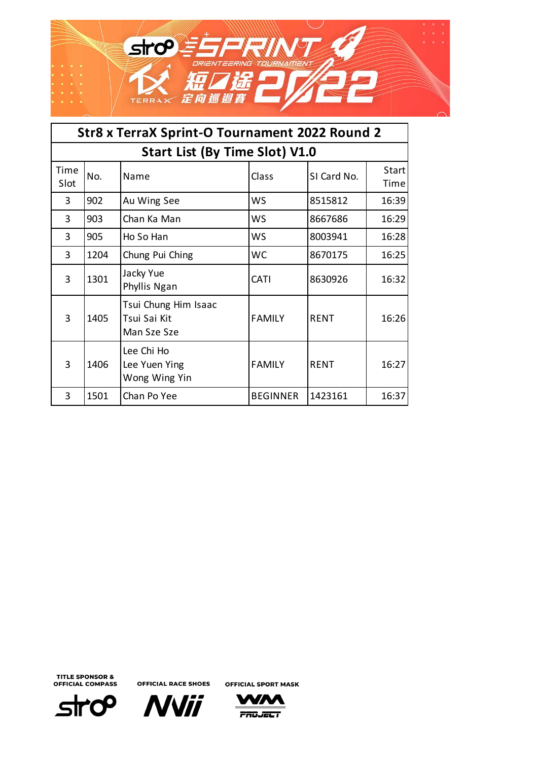# Str8 x TerraX Sprint-O Tournament 2022 Round 2

## Start List (By Time Slot) V1.0

| Time Slot | No. | Name | Class | SI Card No. | Start Time |
|---|---|---|---|---|---|
| 3 | 902 | Au Wing See | WS | 8515812 | 16:39 |
| 3 | 903 | Chan Ka Man | WS | 8667686 | 16:29 |
| 3 | 905 | Ho So Han | WS | 8003941 | 16:28 |
| 3 | 1204 | Chung Pui Ching | WC | 8670175 | 16:25 |
| 3 | 1301 | Jacky Yue<br>Phyllis Ngan | CATI | 8630926 | 16:32 |
| 3 | 1405 | Tsui Chung Him Isaac<br>Tsui Sai Kit<br>Man Sze Sze | FAMILY | RENT | 16:26 |
| 3 | 1406 | Lee Chi Ho<br>Lee Yuen Ying<br>Wong Wing Yin | FAMILY | RENT | 16:27 |
| 3 | 1501 | Chan Po Yee | BEGINNER | 1423161 | 16:37 |

TITLE SPONSOR & OFFICIAL COMPASS

OFFICIAL RACE SHOES

OFFICIAL SPORT MASK